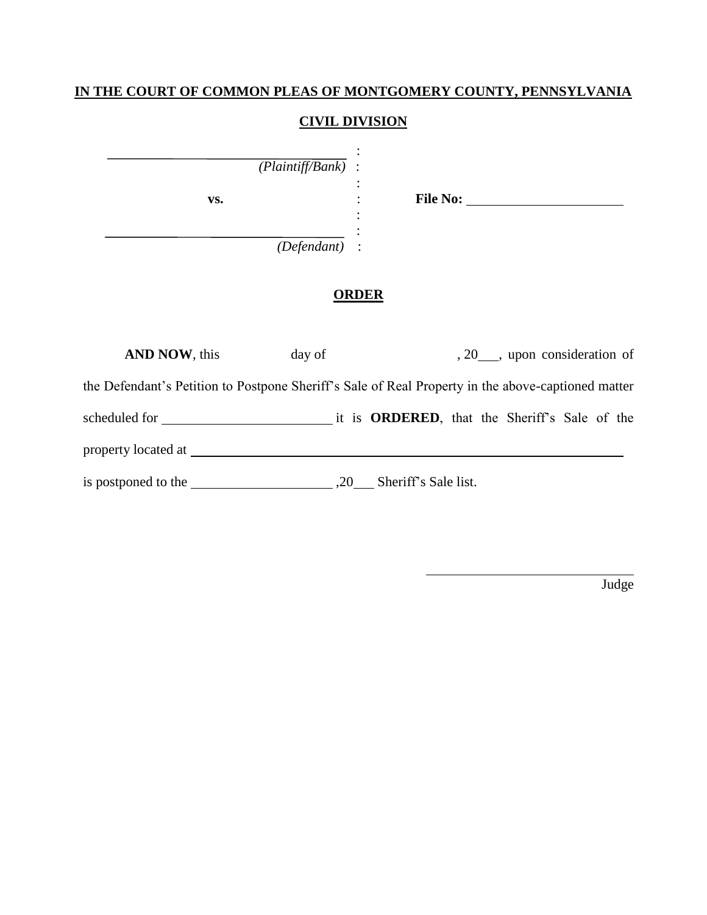**IN THE COURT OF COMMON PLEAS OF MONTGOMERY COUNTY, PENNSYLVANIA**

**CIVIL DIVISION**

| | | |
|---|---|---|
| ______________________________ | : | |
| *(Plaintiff/Bank)* | : | |
| | : | |
| **vs.** | : | **File No:** ______________________ |
| | : | |
| ______________________________ | : | |
| *(Defendant)* | : | |

**ORDER**

**AND NOW**, this ______ day of ______________, 20___, upon consideration of the Defendant's Petition to Postpone Sheriff's Sale of Real Property in the above-captioned matter scheduled for ________________________ it is **ORDERED**, that the Sheriff's Sale of the property located at ______________________________________________________________ is postponed to the ____________________ ,20___ Sheriff's Sale list.

______________________________
Judge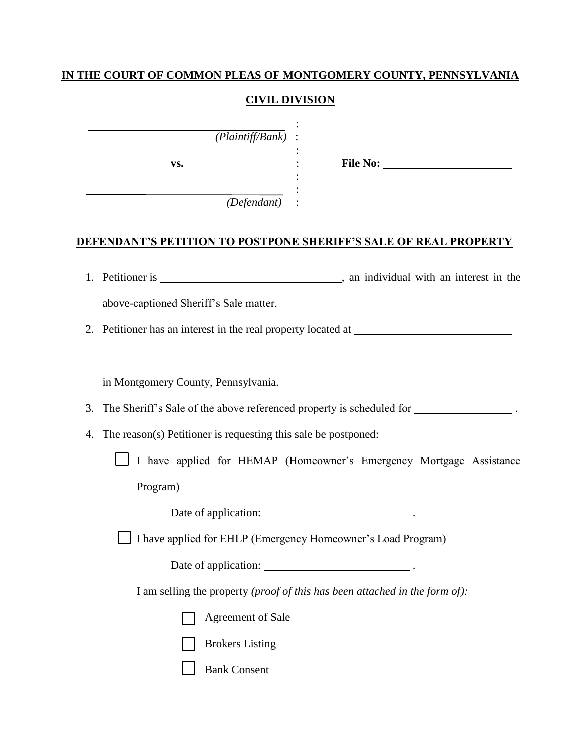**IN THE COURT OF COMMON PLEAS OF MONTGOMERY COUNTY, PENNSYLVANIA**

**CIVIL DIVISION**

| | | |
|---|---|---|
| ______________________________ *(Plaintiff/Bank)* | : | |
| | : | |
| **vs.** | : | **File No:** ____________________ |
| | : | |
| ______________________________ *(Defendant)* | : | |

**DEFENDANT'S PETITION TO POSTPONE SHERIFF'S SALE OF REAL PROPERTY**

1. Petitioner is ______________________________, an individual with an interest in the above-captioned Sheriff's Sale matter.

2. Petitioner has an interest in the real property located at ______________________________ ______________________________________________________________ in Montgomery County, Pennsylvania.

3. The Sheriff's Sale of the above referenced property is scheduled for ________________ .

4. The reason(s) Petitioner is requesting this sale be postponed:

   ☐ I have applied for HEMAP (Homeowner's Emergency Mortgage Assistance Program)

   Date of application: ______________________ .

   ☐ I have applied for EHLP (Emergency Homeowner's Load Program)

   Date of application: ______________________ .

   I am selling the property *(proof of this has been attached in the form of):*

   ☐ Agreement of Sale

   ☐ Brokers Listing

   ☐ Bank Consent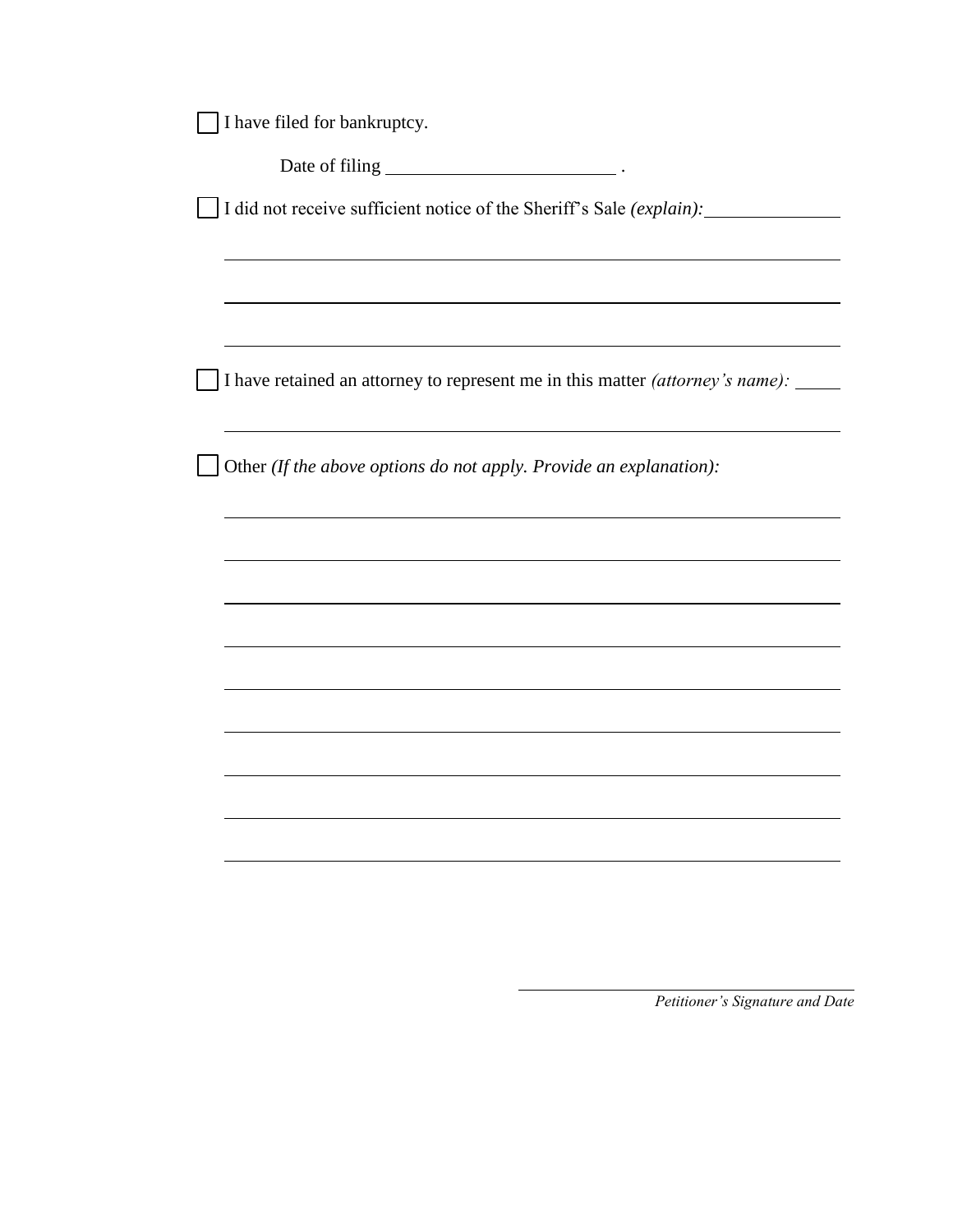☐ I have filed for bankruptcy.

Date of filing ________________________ .

☐ I did not receive sufficient notice of the Sheriff's Sale *(explain):* ______________

_______________________________________________________________

_______________________________________________________________

_______________________________________________________________

☐ I have retained an attorney to represent me in this matter *(attorney's name):* _____

_______________________________________________________________

☐ Other *(If the above options do not apply. Provide an explanation):*

_______________________________________________________________

_______________________________________________________________

_______________________________________________________________

_______________________________________________________________

_______________________________________________________________

_______________________________________________________________

_______________________________________________________________

_______________________________________________________________

_______________________________________________________________

______________________________
*Petitioner's Signature and Date*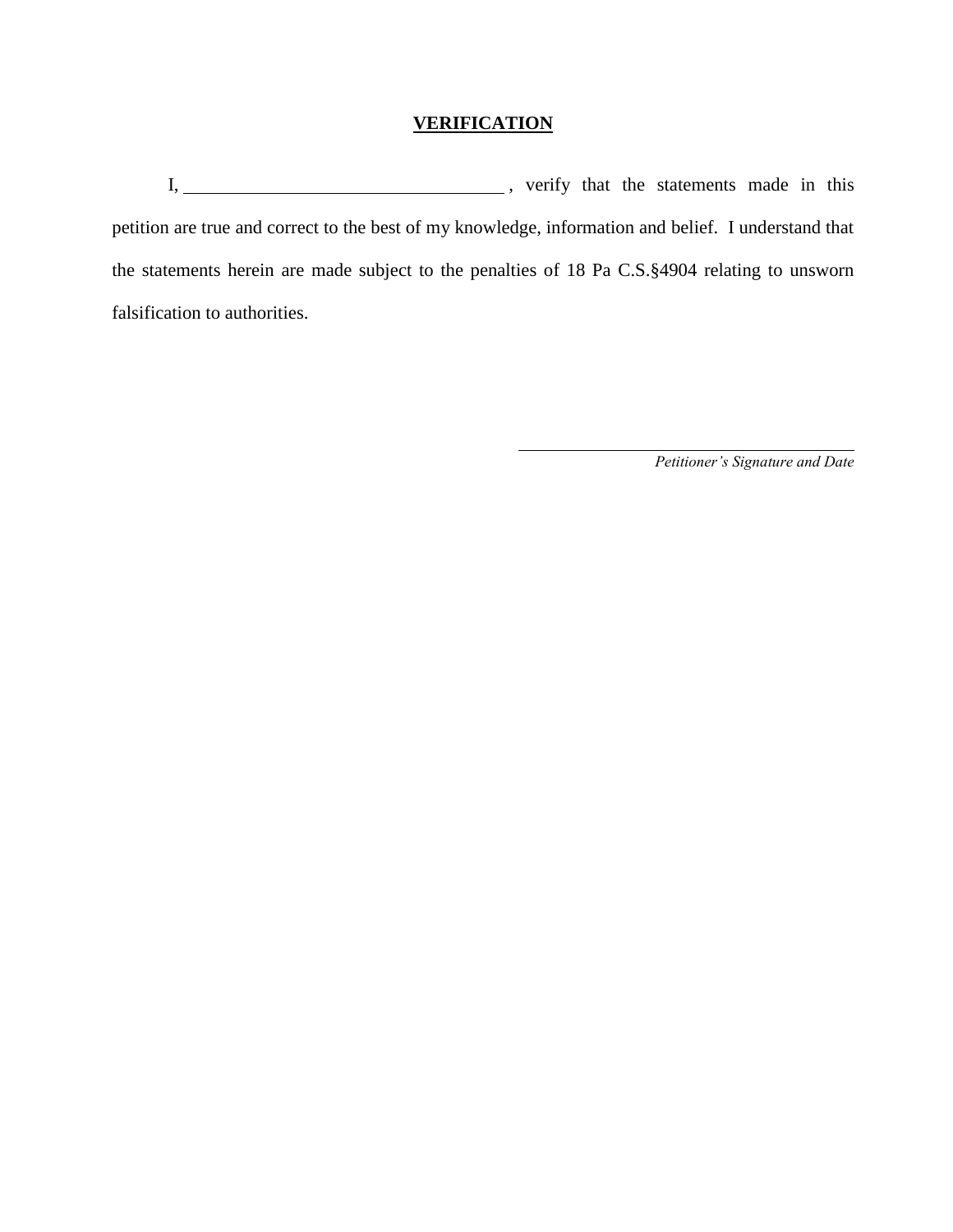# **VERIFICATION**

I, \_\_\_\_\_\_\_\_\_\_\_\_\_\_\_\_\_\_\_\_\_\_\_\_\_\_\_\_\_\_\_\_\_\_ , verify that the statements made in this petition are true and correct to the best of my knowledge, information and belief. I understand that the statements herein are made subject to the penalties of 18 Pa C.S.§4904 relating to unsworn falsification to authorities.

\_\_\_\_\_\_\_\_\_\_\_\_\_\_\_\_\_\_\_\_\_\_\_\_\_\_\_\_\_\_\_\_\_\_\_\_\_\_

*Petitioner's Signature and Date*